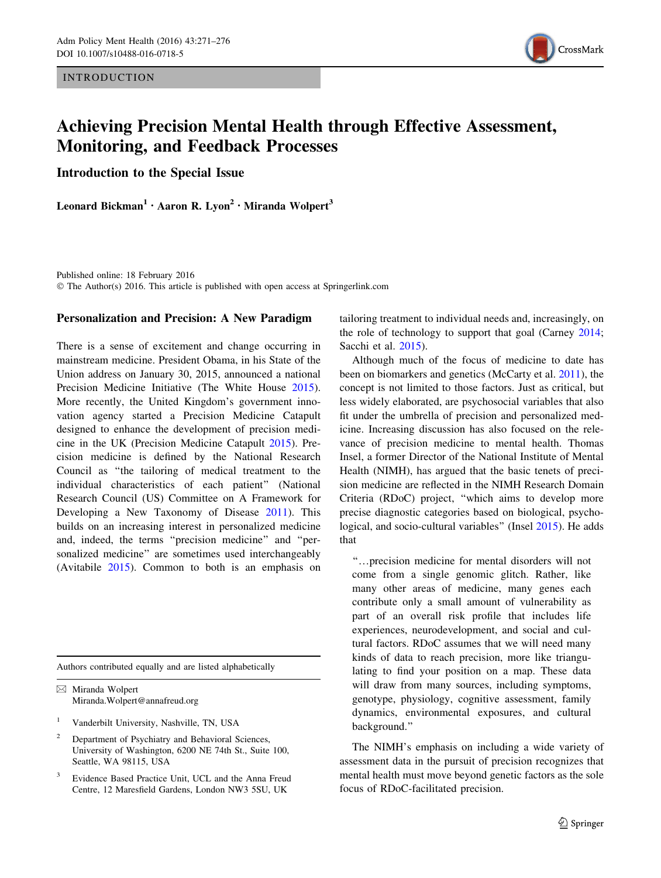INTRODUCTION

# Achieving Precision Mental Health through Effective Assessment, Monitoring, and Feedback Processes

## Introduction to the Special Issue

**Leonard Bickman[1] · Aaron R. Lyon[2] · Miranda Wolpert[3]**

Published online: 18 February 2016
© The Author(s) 2016. This article is published with open access at Springerlink.com

## Personalization and Precision: A New Paradigm

There is a sense of excitement and change occurring in mainstream medicine. President Obama, in his State of the Union address on January 30, 2015, announced a national Precision Medicine Initiative (The White House 2015). More recently, the United Kingdom's government innovation agency started a Precision Medicine Catapult designed to enhance the development of precision medicine in the UK (Precision Medicine Catapult 2015). Precision medicine is defined by the National Research Council as "the tailoring of medical treatment to the individual characteristics of each patient" (National Research Council (US) Committee on A Framework for Developing a New Taxonomy of Disease 2011). This builds on an increasing interest in personalized medicine and, indeed, the terms "precision medicine" and "personalized medicine" are sometimes used interchangeably (Avitabile 2015). Common to both is an emphasis on tailoring treatment to individual needs and, increasingly, on the role of technology to support that goal (Carney 2014; Sacchi et al. 2015).

Although much of the focus of medicine to date has been on biomarkers and genetics (McCarty et al. 2011), the concept is not limited to those factors. Just as critical, but less widely elaborated, are psychosocial variables that also fit under the umbrella of precision and personalized medicine. Increasing discussion has also focused on the relevance of precision medicine to mental health. Thomas Insel, a former Director of the National Institute of Mental Health (NIMH), has argued that the basic tenets of precision medicine are reflected in the NIMH Research Domain Criteria (RDoC) project, "which aims to develop more precise diagnostic categories based on biological, psychological, and socio-cultural variables" (Insel 2015). He adds that

> "…precision medicine for mental disorders will not come from a single genomic glitch. Rather, like many other areas of medicine, many genes each contribute only a small amount of vulnerability as part of an overall risk profile that includes life experiences, neurodevelopment, and social and cultural factors. RDoC assumes that we will need many kinds of data to reach precision, more like triangulating to find your position on a map. These data will draw from many sources, including symptoms, genotype, physiology, cognitive assessment, family dynamics, environmental exposures, and cultural background."

The NIMH's emphasis on including a wide variety of assessment data in the pursuit of precision recognizes that mental health must move beyond genetic factors as the sole focus of RDoC-facilitated precision.

---

Authors contributed equally and are listed alphabetically

✉ Miranda Wolpert
Miranda.Wolpert@annafreud.org

[1] Vanderbilt University, Nashville, TN, USA

[2] Department of Psychiatry and Behavioral Sciences, University of Washington, 6200 NE 74th St., Suite 100, Seattle, WA 98115, USA

[3] Evidence Based Practice Unit, UCL and the Anna Freud Centre, 12 Maresfield Gardens, London NW3 5SU, UK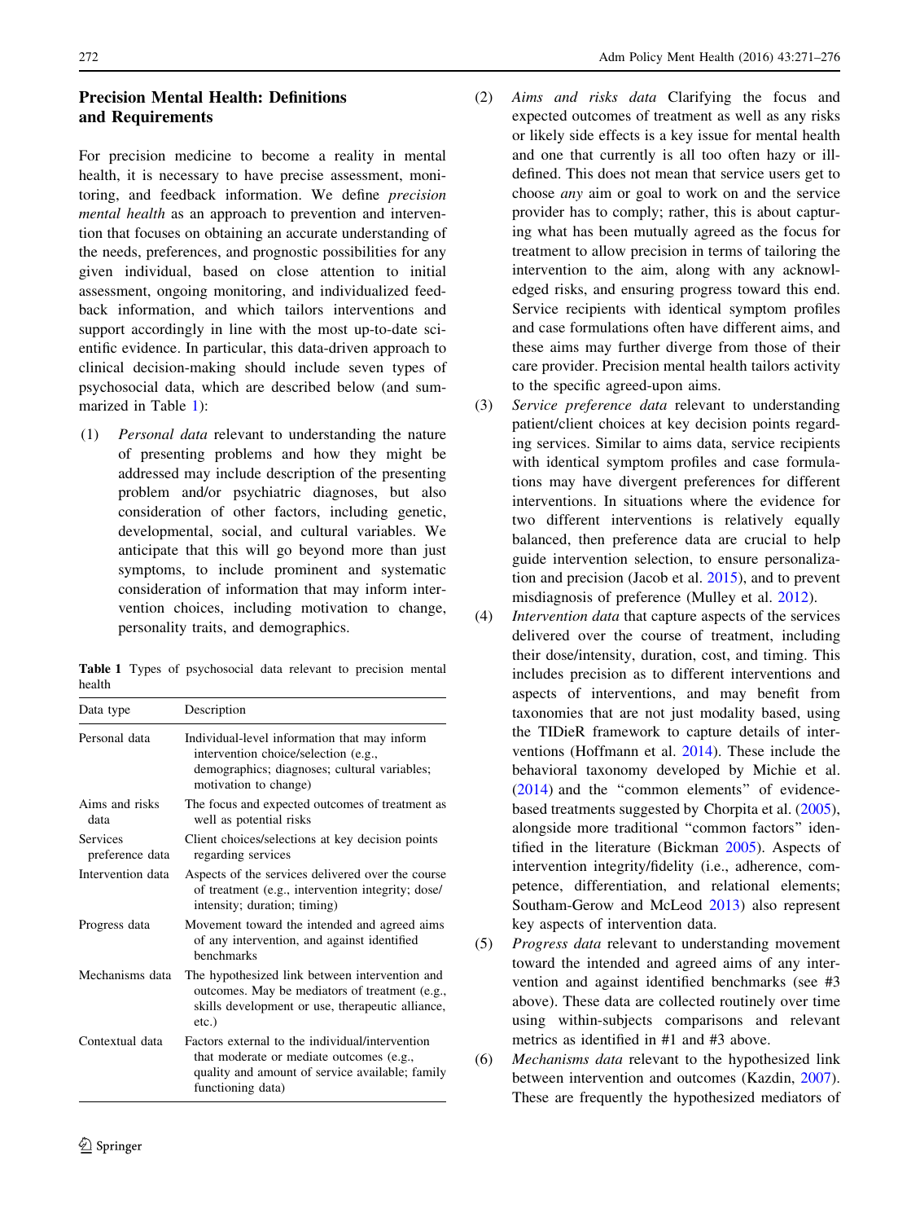## Precision Mental Health: Definitions and Requirements

For precision medicine to become a reality in mental health, it is necessary to have precise assessment, monitoring, and feedback information. We define *precision mental health* as an approach to prevention and intervention that focuses on obtaining an accurate understanding of the needs, preferences, and prognostic possibilities for any given individual, based on close attention to initial assessment, ongoing monitoring, and individualized feedback information, and which tailors interventions and support accordingly in line with the most up-to-date scientific evidence. In particular, this data-driven approach to clinical decision-making should include seven types of psychosocial data, which are described below (and summarized in Table 1):

(1) *Personal data* relevant to understanding the nature of presenting problems and how they might be addressed may include description of the presenting problem and/or psychiatric diagnoses, but also consideration of other factors, including genetic, developmental, social, and cultural variables. We anticipate that this will go beyond more than just symptoms, to include prominent and systematic consideration of information that may inform intervention choices, including motivation to change, personality traits, and demographics.

**Table 1** Types of psychosocial data relevant to precision mental health

| Data type | Description |
|---|---|
| Personal data | Individual-level information that may inform intervention choice/selection (e.g., demographics; diagnoses; cultural variables; motivation to change) |
| Aims and risks data | The focus and expected outcomes of treatment as well as potential risks |
| Services preference data | Client choices/selections at key decision points regarding services |
| Intervention data | Aspects of the services delivered over the course of treatment (e.g., intervention integrity; dose/intensity; duration; timing) |
| Progress data | Movement toward the intended and agreed aims of any intervention, and against identified benchmarks |
| Mechanisms data | The hypothesized link between intervention and outcomes. May be mediators of treatment (e.g., skills development or use, therapeutic alliance, etc.) |
| Contextual data | Factors external to the individual/intervention that moderate or mediate outcomes (e.g., quality and amount of service available; family functioning data) |

(2) *Aims and risks data* Clarifying the focus and expected outcomes of treatment as well as any risks or likely side effects is a key issue for mental health and one that currently is all too often hazy or ill-defined. This does not mean that service users get to choose *any* aim or goal to work on and the service provider has to comply; rather, this is about capturing what has been mutually agreed as the focus for treatment to allow precision in terms of tailoring the intervention to the aim, along with any acknowledged risks, and ensuring progress toward this end. Service recipients with identical symptom profiles and case formulations often have different aims, and these aims may further diverge from those of their care provider. Precision mental health tailors activity to the specific agreed-upon aims.

(3) *Service preference data* relevant to understanding patient/client choices at key decision points regarding services. Similar to aims data, service recipients with identical symptom profiles and case formulations may have divergent preferences for different interventions. In situations where the evidence for two different interventions is relatively equally balanced, then preference data are crucial to help guide intervention selection, to ensure personalization and precision (Jacob et al. 2015), and to prevent misdiagnosis of preference (Mulley et al. 2012).

(4) *Intervention data* that capture aspects of the services delivered over the course of treatment, including their dose/intensity, duration, cost, and timing. This includes precision as to different interventions and aspects of interventions, and may benefit from taxonomies that are not just modality based, using the TIDieR framework to capture details of interventions (Hoffmann et al. 2014). These include the behavioral taxonomy developed by Michie et al. (2014) and the "common elements" of evidence-based treatments suggested by Chorpita et al. (2005), alongside more traditional "common factors" identified in the literature (Bickman 2005). Aspects of intervention integrity/fidelity (i.e., adherence, competence, differentiation, and relational elements; Southam-Gerow and McLeod 2013) also represent key aspects of intervention data.

(5) *Progress data* relevant to understanding movement toward the intended and agreed aims of any intervention and against identified benchmarks (see #3 above). These data are collected routinely over time using within-subjects comparisons and relevant metrics as identified in #1 and #3 above.

(6) *Mechanisms data* relevant to the hypothesized link between intervention and outcomes (Kazdin, 2007). These are frequently the hypothesized mediators of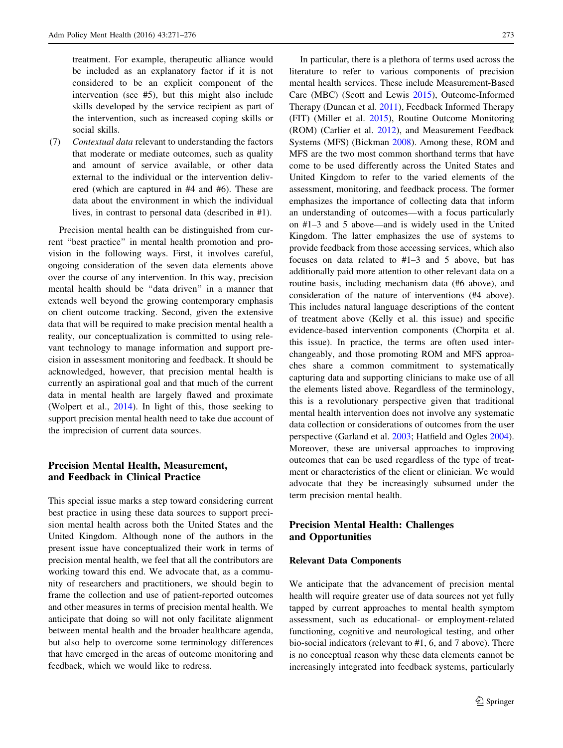treatment. For example, therapeutic alliance would be included as an explanatory factor if it is not considered to be an explicit component of the intervention (see #5), but this might also include skills developed by the service recipient as part of the intervention, such as increased coping skills or social skills.

(7) *Contextual data* relevant to understanding the factors that moderate or mediate outcomes, such as quality and amount of service available, or other data external to the individual or the intervention delivered (which are captured in #4 and #6). These are data about the environment in which the individual lives, in contrast to personal data (described in #1).

Precision mental health can be distinguished from current "best practice" in mental health promotion and provision in the following ways. First, it involves careful, ongoing consideration of the seven data elements above over the course of any intervention. In this way, precision mental health should be "data driven" in a manner that extends well beyond the growing contemporary emphasis on client outcome tracking. Second, given the extensive data that will be required to make precision mental health a reality, our conceptualization is committed to using relevant technology to manage information and support precision in assessment monitoring and feedback. It should be acknowledged, however, that precision mental health is currently an aspirational goal and that much of the current data in mental health are largely flawed and proximate (Wolpert et al., 2014). In light of this, those seeking to support precision mental health need to take due account of the imprecision of current data sources.

## Precision Mental Health, Measurement, and Feedback in Clinical Practice

This special issue marks a step toward considering current best practice in using these data sources to support precision mental health across both the United States and the United Kingdom. Although none of the authors in the present issue have conceptualized their work in terms of precision mental health, we feel that all the contributors are working toward this end. We advocate that, as a community of researchers and practitioners, we should begin to frame the collection and use of patient-reported outcomes and other measures in terms of precision mental health. We anticipate that doing so will not only facilitate alignment between mental health and the broader healthcare agenda, but also help to overcome some terminology differences that have emerged in the areas of outcome monitoring and feedback, which we would like to redress.

In particular, there is a plethora of terms used across the literature to refer to various components of precision mental health services. These include Measurement-Based Care (MBC) (Scott and Lewis 2015), Outcome-Informed Therapy (Duncan et al. 2011), Feedback Informed Therapy (FIT) (Miller et al. 2015), Routine Outcome Monitoring (ROM) (Carlier et al. 2012), and Measurement Feedback Systems (MFS) (Bickman 2008). Among these, ROM and MFS are the two most common shorthand terms that have come to be used differently across the United States and United Kingdom to refer to the varied elements of the assessment, monitoring, and feedback process. The former emphasizes the importance of collecting data that inform an understanding of outcomes—with a focus particularly on #1–3 and 5 above—and is widely used in the United Kingdom. The latter emphasizes the use of systems to provide feedback from those accessing services, which also focuses on data related to #1–3 and 5 above, but has additionally paid more attention to other relevant data on a routine basis, including mechanism data (#6 above), and consideration of the nature of interventions (#4 above). This includes natural language descriptions of the content of treatment above (Kelly et al. this issue) and specific evidence-based intervention components (Chorpita et al. this issue). In practice, the terms are often used interchangeably, and those promoting ROM and MFS approaches share a common commitment to systematically capturing data and supporting clinicians to make use of all the elements listed above. Regardless of the terminology, this is a revolutionary perspective given that traditional mental health intervention does not involve any systematic data collection or considerations of outcomes from the user perspective (Garland et al. 2003; Hatfield and Ogles 2004). Moreover, these are universal approaches to improving outcomes that can be used regardless of the type of treatment or characteristics of the client or clinician. We would advocate that they be increasingly subsumed under the term precision mental health.

## Precision Mental Health: Challenges and Opportunities

### Relevant Data Components

We anticipate that the advancement of precision mental health will require greater use of data sources not yet fully tapped by current approaches to mental health symptom assessment, such as educational- or employment-related functioning, cognitive and neurological testing, and other bio-social indicators (relevant to #1, 6, and 7 above). There is no conceptual reason why these data elements cannot be increasingly integrated into feedback systems, particularly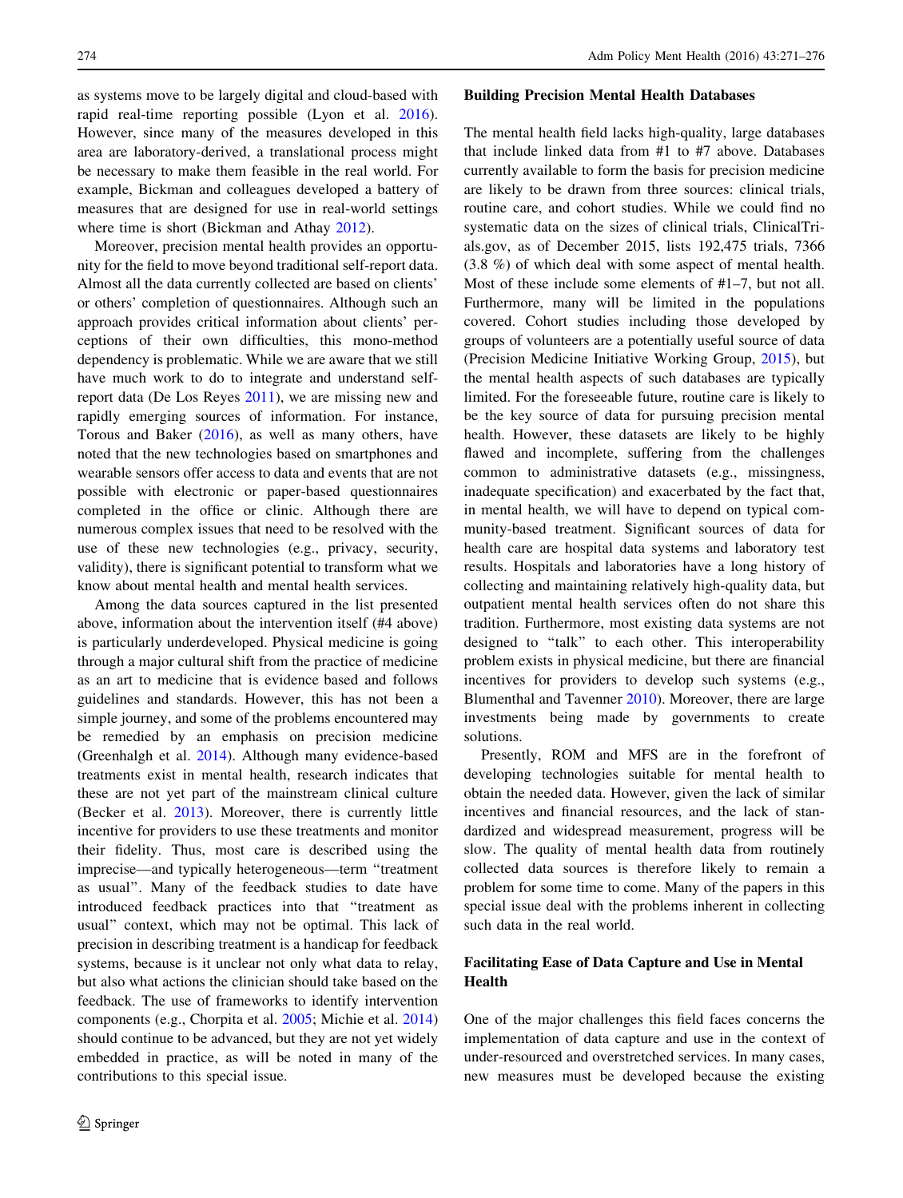as systems move to be largely digital and cloud-based with rapid real-time reporting possible (Lyon et al. 2016). However, since many of the measures developed in this area are laboratory-derived, a translational process might be necessary to make them feasible in the real world. For example, Bickman and colleagues developed a battery of measures that are designed for use in real-world settings where time is short (Bickman and Athay 2012).

Moreover, precision mental health provides an opportunity for the field to move beyond traditional self-report data. Almost all the data currently collected are based on clients' or others' completion of questionnaires. Although such an approach provides critical information about clients' perceptions of their own difficulties, this mono-method dependency is problematic. While we are aware that we still have much work to do to integrate and understand self-report data (De Los Reyes 2011), we are missing new and rapidly emerging sources of information. For instance, Torous and Baker (2016), as well as many others, have noted that the new technologies based on smartphones and wearable sensors offer access to data and events that are not possible with electronic or paper-based questionnaires completed in the office or clinic. Although there are numerous complex issues that need to be resolved with the use of these new technologies (e.g., privacy, security, validity), there is significant potential to transform what we know about mental health and mental health services.

Among the data sources captured in the list presented above, information about the intervention itself (#4 above) is particularly underdeveloped. Physical medicine is going through a major cultural shift from the practice of medicine as an art to medicine that is evidence based and follows guidelines and standards. However, this has not been a simple journey, and some of the problems encountered may be remedied by an emphasis on precision medicine (Greenhalgh et al. 2014). Although many evidence-based treatments exist in mental health, research indicates that these are not yet part of the mainstream clinical culture (Becker et al. 2013). Moreover, there is currently little incentive for providers to use these treatments and monitor their fidelity. Thus, most care is described using the imprecise—and typically heterogeneous—term "treatment as usual". Many of the feedback studies to date have introduced feedback practices into that "treatment as usual" context, which may not be optimal. This lack of precision in describing treatment is a handicap for feedback systems, because is it unclear not only what data to relay, but also what actions the clinician should take based on the feedback. The use of frameworks to identify intervention components (e.g., Chorpita et al. 2005; Michie et al. 2014) should continue to be advanced, but they are not yet widely embedded in practice, as will be noted in many of the contributions to this special issue.

## Building Precision Mental Health Databases

The mental health field lacks high-quality, large databases that include linked data from #1 to #7 above. Databases currently available to form the basis for precision medicine are likely to be drawn from three sources: clinical trials, routine care, and cohort studies. While we could find no systematic data on the sizes of clinical trials, ClinicalTrials.gov, as of December 2015, lists 192,475 trials, 7366 (3.8 %) of which deal with some aspect of mental health. Most of these include some elements of #1–7, but not all. Furthermore, many will be limited in the populations covered. Cohort studies including those developed by groups of volunteers are a potentially useful source of data (Precision Medicine Initiative Working Group, 2015), but the mental health aspects of such databases are typically limited. For the foreseeable future, routine care is likely to be the key source of data for pursuing precision mental health. However, these datasets are likely to be highly flawed and incomplete, suffering from the challenges common to administrative datasets (e.g., missingness, inadequate specification) and exacerbated by the fact that, in mental health, we will have to depend on typical community-based treatment. Significant sources of data for health care are hospital data systems and laboratory test results. Hospitals and laboratories have a long history of collecting and maintaining relatively high-quality data, but outpatient mental health services often do not share this tradition. Furthermore, most existing data systems are not designed to "talk" to each other. This interoperability problem exists in physical medicine, but there are financial incentives for providers to develop such systems (e.g., Blumenthal and Tavenner 2010). Moreover, there are large investments being made by governments to create solutions.

Presently, ROM and MFS are in the forefront of developing technologies suitable for mental health to obtain the needed data. However, given the lack of similar incentives and financial resources, and the lack of standardized and widespread measurement, progress will be slow. The quality of mental health data from routinely collected data sources is therefore likely to remain a problem for some time to come. Many of the papers in this special issue deal with the problems inherent in collecting such data in the real world.

## Facilitating Ease of Data Capture and Use in Mental Health

One of the major challenges this field faces concerns the implementation of data capture and use in the context of under-resourced and overstretched services. In many cases, new measures must be developed because the existing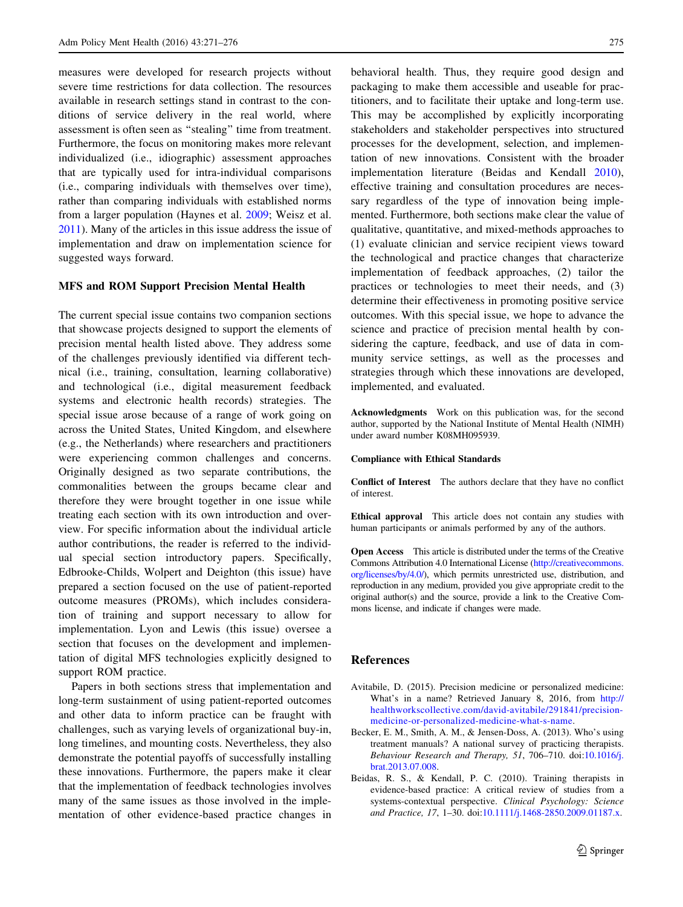measures were developed for research projects without severe time restrictions for data collection. The resources available in research settings stand in contrast to the conditions of service delivery in the real world, where assessment is often seen as "stealing" time from treatment. Furthermore, the focus on monitoring makes more relevant individualized (i.e., idiographic) assessment approaches that are typically used for intra-individual comparisons (i.e., comparing individuals with themselves over time), rather than comparing individuals with established norms from a larger population (Haynes et al. 2009; Weisz et al. 2011). Many of the articles in this issue address the issue of implementation and draw on implementation science for suggested ways forward.

### MFS and ROM Support Precision Mental Health

The current special issue contains two companion sections that showcase projects designed to support the elements of precision mental health listed above. They address some of the challenges previously identified via different technical (i.e., training, consultation, learning collaborative) and technological (i.e., digital measurement feedback systems and electronic health records) strategies. The special issue arose because of a range of work going on across the United States, United Kingdom, and elsewhere (e.g., the Netherlands) where researchers and practitioners were experiencing common challenges and concerns. Originally designed as two separate contributions, the commonalities between the groups became clear and therefore they were brought together in one issue while treating each section with its own introduction and overview. For specific information about the individual article author contributions, the reader is referred to the individual special section introductory papers. Specifically, Edbrooke-Childs, Wolpert and Deighton (this issue) have prepared a section focused on the use of patient-reported outcome measures (PROMs), which includes consideration of training and support necessary to allow for implementation. Lyon and Lewis (this issue) oversee a section that focuses on the development and implementation of digital MFS technologies explicitly designed to support ROM practice.

Papers in both sections stress that implementation and long-term sustainment of using patient-reported outcomes and other data to inform practice can be fraught with challenges, such as varying levels of organizational buy-in, long timelines, and mounting costs. Nevertheless, they also demonstrate the potential payoffs of successfully installing these innovations. Furthermore, the papers make it clear that the implementation of feedback technologies involves many of the same issues as those involved in the implementation of other evidence-based practice changes in behavioral health. Thus, they require good design and packaging to make them accessible and useable for practitioners, and to facilitate their uptake and long-term use. This may be accomplished by explicitly incorporating stakeholders and stakeholder perspectives into structured processes for the development, selection, and implementation of new innovations. Consistent with the broader implementation literature (Beidas and Kendall 2010), effective training and consultation procedures are necessary regardless of the type of innovation being implemented. Furthermore, both sections make clear the value of qualitative, quantitative, and mixed-methods approaches to (1) evaluate clinician and service recipient views toward the technological and practice changes that characterize implementation of feedback approaches, (2) tailor the practices or technologies to meet their needs, and (3) determine their effectiveness in promoting positive service outcomes. With this special issue, we hope to advance the science and practice of precision mental health by considering the capture, feedback, and use of data in community service settings, as well as the processes and strategies through which these innovations are developed, implemented, and evaluated.

**Acknowledgments** Work on this publication was, for the second author, supported by the National Institute of Mental Health (NIMH) under award number K08MH095939.

**Compliance with Ethical Standards**

**Conflict of Interest** The authors declare that they have no conflict of interest.

**Ethical approval** This article does not contain any studies with human participants or animals performed by any of the authors.

**Open Access** This article is distributed under the terms of the Creative Commons Attribution 4.0 International License (http://creativecommons.org/licenses/by/4.0/), which permits unrestricted use, distribution, and reproduction in any medium, provided you give appropriate credit to the original author(s) and the source, provide a link to the Creative Commons license, and indicate if changes were made.

## References

Avitabile, D. (2015). Precision medicine or personalized medicine: What's in a name? Retrieved January 8, 2016, from http://healthworkscollective.com/david-avitabile/291841/precision-medicine-or-personalized-medicine-what-s-name.

Becker, E. M., Smith, A. M., & Jensen-Doss, A. (2013). Who's using treatment manuals? A national survey of practicing therapists. *Behaviour Research and Therapy, 51*, 706–710. doi:10.1016/j.brat.2013.07.008.

Beidas, R. S., & Kendall, P. C. (2010). Training therapists in evidence-based practice: A critical review of studies from a systems-contextual perspective. *Clinical Psychology: Science and Practice, 17*, 1–30. doi:10.1111/j.1468-2850.2009.01187.x.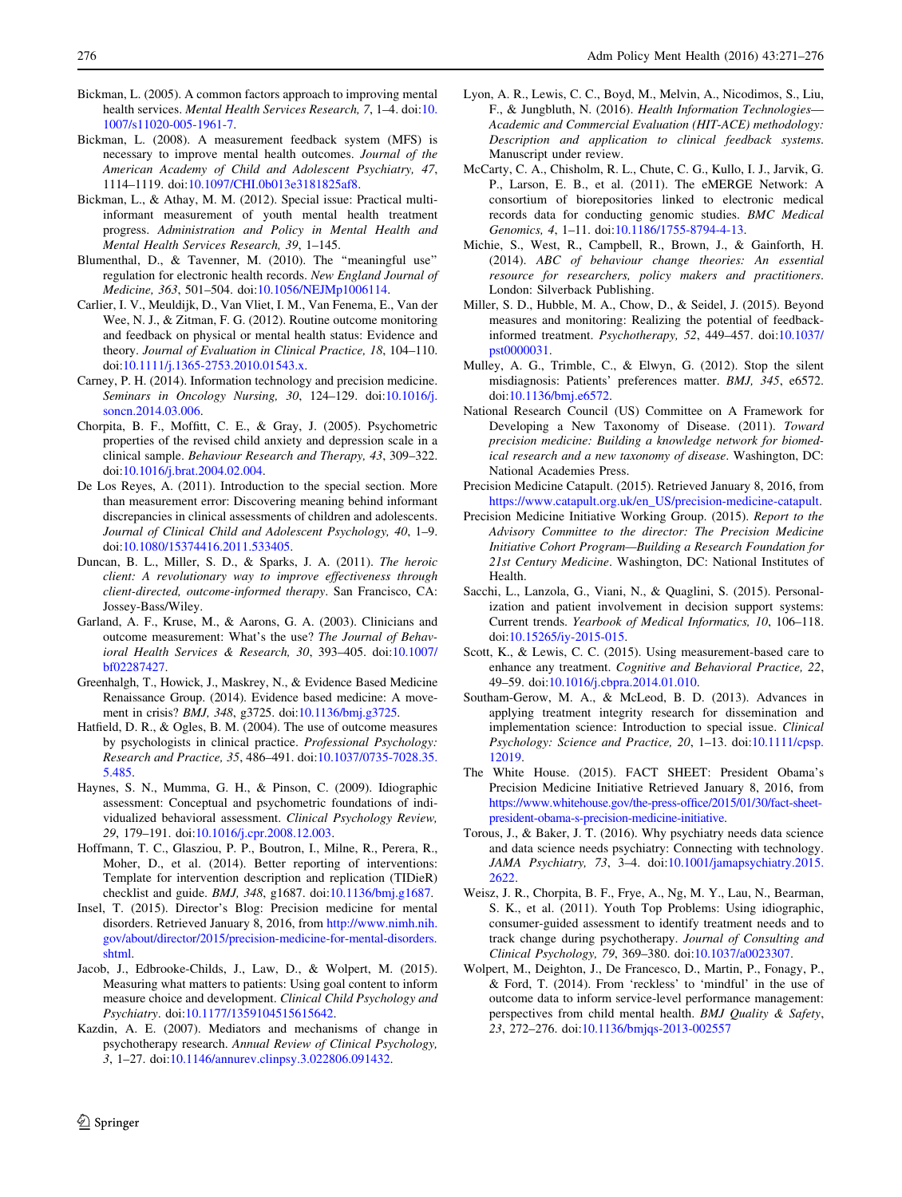Bickman, L. (2005). A common factors approach to improving mental health services. *Mental Health Services Research, 7*, 1–4. doi:10.1007/s11020-005-1961-7.

Bickman, L. (2008). A measurement feedback system (MFS) is necessary to improve mental health outcomes. *Journal of the American Academy of Child and Adolescent Psychiatry, 47*, 1114–1119. doi:10.1097/CHI.0b013e3181825af8.

Bickman, L., & Athay, M. M. (2012). Special issue: Practical multi-informant measurement of youth mental health treatment progress. *Administration and Policy in Mental Health and Mental Health Services Research, 39*, 1–145.

Blumenthal, D., & Tavenner, M. (2010). The "meaningful use" regulation for electronic health records. *New England Journal of Medicine, 363*, 501–504. doi:10.1056/NEJMp1006114.

Carlier, I. V., Meuldijk, D., Van Vliet, I. M., Van Fenema, E., Van der Wee, N. J., & Zitman, F. G. (2012). Routine outcome monitoring and feedback on physical or mental health status: Evidence and theory. *Journal of Evaluation in Clinical Practice, 18*, 104–110. doi:10.1111/j.1365-2753.2010.01543.x.

Carney, P. H. (2014). Information technology and precision medicine. *Seminars in Oncology Nursing, 30*, 124–129. doi:10.1016/j.soncn.2014.03.006.

Chorpita, B. F., Moffitt, C. E., & Gray, J. (2005). Psychometric properties of the revised child anxiety and depression scale in a clinical sample. *Behaviour Research and Therapy, 43*, 309–322. doi:10.1016/j.brat.2004.02.004.

De Los Reyes, A. (2011). Introduction to the special section. More than measurement error: Discovering meaning behind informant discrepancies in clinical assessments of children and adolescents. *Journal of Clinical Child and Adolescent Psychology, 40*, 1–9. doi:10.1080/15374416.2011.533405.

Duncan, B. L., Miller, S. D., & Sparks, J. A. (2011). *The heroic client: A revolutionary way to improve effectiveness through client-directed, outcome-informed therapy*. San Francisco, CA: Jossey-Bass/Wiley.

Garland, A. F., Kruse, M., & Aarons, G. A. (2003). Clinicians and outcome measurement: What's the use? *The Journal of Behavioral Health Services & Research, 30*, 393–405. doi:10.1007/bf02287427.

Greenhalgh, T., Howick, J., Maskrey, N., & Evidence Based Medicine Renaissance Group. (2014). Evidence based medicine: A movement in crisis? *BMJ, 348*, g3725. doi:10.1136/bmj.g3725.

Hatfield, D. R., & Ogles, B. M. (2004). The use of outcome measures by psychologists in clinical practice. *Professional Psychology: Research and Practice, 35*, 486–491. doi:10.1037/0735-7028.35.5.485.

Haynes, S. N., Mumma, G. H., & Pinson, C. (2009). Idiographic assessment: Conceptual and psychometric foundations of individualized behavioral assessment. *Clinical Psychology Review, 29*, 179–191. doi:10.1016/j.cpr.2008.12.003.

Hoffmann, T. C., Glasziou, P. P., Boutron, I., Milne, R., Perera, R., Moher, D., et al. (2014). Better reporting of interventions: Template for intervention description and replication (TIDieR) checklist and guide. *BMJ, 348*, g1687. doi:10.1136/bmj.g1687.

Insel, T. (2015). Director's Blog: Precision medicine for mental disorders. Retrieved January 8, 2016, from http://www.nimh.nih.gov/about/director/2015/precision-medicine-for-mental-disorders.shtml.

Jacob, J., Edbrooke-Childs, J., Law, D., & Wolpert, M. (2015). Measuring what matters to patients: Using goal content to inform measure choice and development. *Clinical Child Psychology and Psychiatry*. doi:10.1177/1359104515615642.

Kazdin, A. E. (2007). Mediators and mechanisms of change in psychotherapy research. *Annual Review of Clinical Psychology, 3*, 1–27. doi:10.1146/annurev.clinpsy.3.022806.091432.

Lyon, A. R., Lewis, C. C., Boyd, M., Melvin, A., Nicodimos, S., Liu, F., & Jungbluth, N. (2016). *Health Information Technologies—Academic and Commercial Evaluation (HIT-ACE) methodology: Description and application to clinical feedback systems*. Manuscript under review.

McCarty, C. A., Chisholm, R. L., Chute, C. G., Kullo, I. J., Jarvik, G. P., Larson, E. B., et al. (2011). The eMERGE Network: A consortium of biorepositories linked to electronic medical records data for conducting genomic studies. *BMC Medical Genomics, 4*, 1–11. doi:10.1186/1755-8794-4-13.

Michie, S., West, R., Campbell, R., Brown, J., & Gainforth, H. (2014). *ABC of behaviour change theories: An essential resource for researchers, policy makers and practitioners*. London: Silverback Publishing.

Miller, S. D., Hubble, M. A., Chow, D., & Seidel, J. (2015). Beyond measures and monitoring: Realizing the potential of feedback-informed treatment. *Psychotherapy, 52*, 449–457. doi:10.1037/pst0000031.

Mulley, A. G., Trimble, C., & Elwyn, G. (2012). Stop the silent misdiagnosis: Patients' preferences matter. *BMJ, 345*, e6572. doi:10.1136/bmj.e6572.

National Research Council (US) Committee on A Framework for Developing a New Taxonomy of Disease. (2011). *Toward precision medicine: Building a knowledge network for biomedical research and a new taxonomy of disease*. Washington, DC: National Academies Press.

Precision Medicine Catapult. (2015). Retrieved January 8, 2016, from https://www.catapult.org.uk/en_US/precision-medicine-catapult.

Precision Medicine Initiative Working Group. (2015). *Report to the Advisory Committee to the director: The Precision Medicine Initiative Cohort Program—Building a Research Foundation for 21st Century Medicine*. Washington, DC: National Institutes of Health.

Sacchi, L., Lanzola, G., Viani, N., & Quaglini, S. (2015). Personalization and patient involvement in decision support systems: Current trends. *Yearbook of Medical Informatics, 10*, 106–118. doi:10.15265/iy-2015-015.

Scott, K., & Lewis, C. C. (2015). Using measurement-based care to enhance any treatment. *Cognitive and Behavioral Practice, 22*, 49–59. doi:10.1016/j.cbpra.2014.01.010.

Southam-Gerow, M. A., & McLeod, B. D. (2013). Advances in applying treatment integrity research for dissemination and implementation science: Introduction to special issue. *Clinical Psychology: Science and Practice, 20*, 1–13. doi:10.1111/cpsp.12019.

The White House. (2015). FACT SHEET: President Obama's Precision Medicine Initiative Retrieved January 8, 2016, from https://www.whitehouse.gov/the-press-office/2015/01/30/fact-sheet-president-obama-s-precision-medicine-initiative.

Torous, J., & Baker, J. T. (2016). Why psychiatry needs data science and data science needs psychiatry: Connecting with technology. *JAMA Psychiatry, 73*, 3–4. doi:10.1001/jamapsychiatry.2015.2622.

Weisz, J. R., Chorpita, B. F., Frye, A., Ng, M. Y., Lau, N., Bearman, S. K., et al. (2011). Youth Top Problems: Using idiographic, consumer-guided assessment to identify treatment needs and to track change during psychotherapy. *Journal of Consulting and Clinical Psychology, 79*, 369–380. doi:10.1037/a0023307.

Wolpert, M., Deighton, J., De Francesco, D., Martin, P., Fonagy, P., & Ford, T. (2014). From 'reckless' to 'mindful' in the use of outcome data to inform service-level performance management: perspectives from child mental health. *BMJ Quality & Safety, 23*, 272–276. doi:10.1136/bmjqs-2013-002557